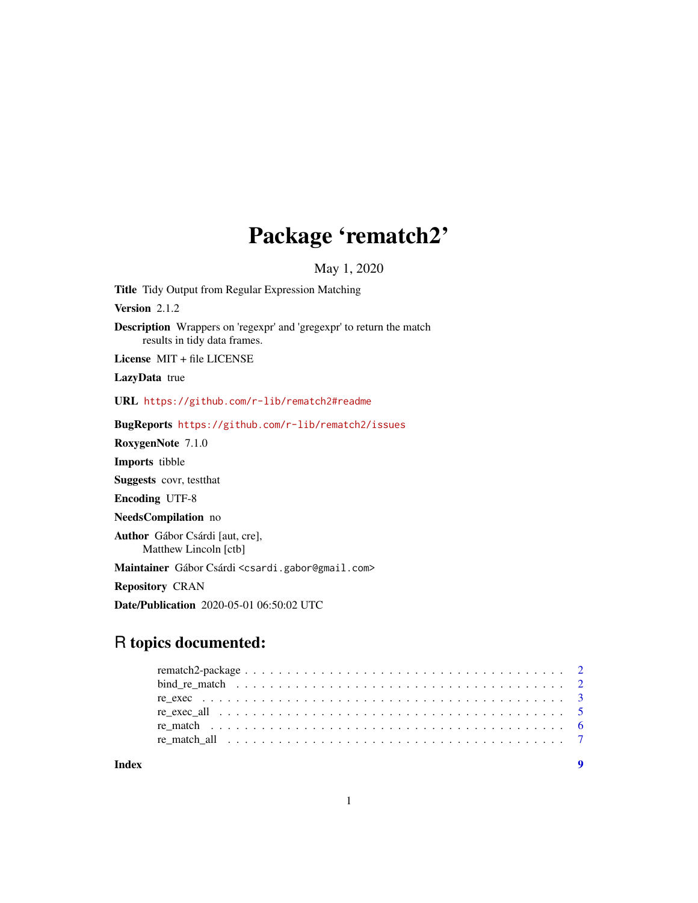# Package 'rematch2'

May 1, 2020

**Title** Tidy Output from Regular Expression Matching

**Version** 2.1.2

**Description** Wrappers on 'regexpr' and 'gregexpr' to return the match results in tidy data frames.

**License** MIT + file LICENSE

**LazyData** true

**URL** https://github.com/r-lib/rematch2#readme

**BugReports** https://github.com/r-lib/rematch2/issues

**RoxygenNote** 7.1.0

**Imports** tibble

**Suggests** covr, testthat

**Encoding** UTF-8

**NeedsCompilation** no

**Author** Gábor Csárdi [aut, cre], Matthew Lincoln [ctb]

**Maintainer** Gábor Csárdi <csardi.gabor@gmail.com>

**Repository** CRAN

**Date/Publication** 2020-05-01 06:50:02 UTC

## R topics documented:

- rematch2-package . . . . . . . . . . . . . . . . . . . . . . . . . . . . . . . . . . . . 2
- bind_re_match . . . . . . . . . . . . . . . . . . . . . . . . . . . . . . . . . . . . . . 2
- re_exec . . . . . . . . . . . . . . . . . . . . . . . . . . . . . . . . . . . . . . . . . 3
- re_exec_all . . . . . . . . . . . . . . . . . . . . . . . . . . . . . . . . . . . . . . . 5
- re_match . . . . . . . . . . . . . . . . . . . . . . . . . . . . . . . . . . . . . . . . 6
- re_match_all . . . . . . . . . . . . . . . . . . . . . . . . . . . . . . . . . . . . . . 7

**Index** 9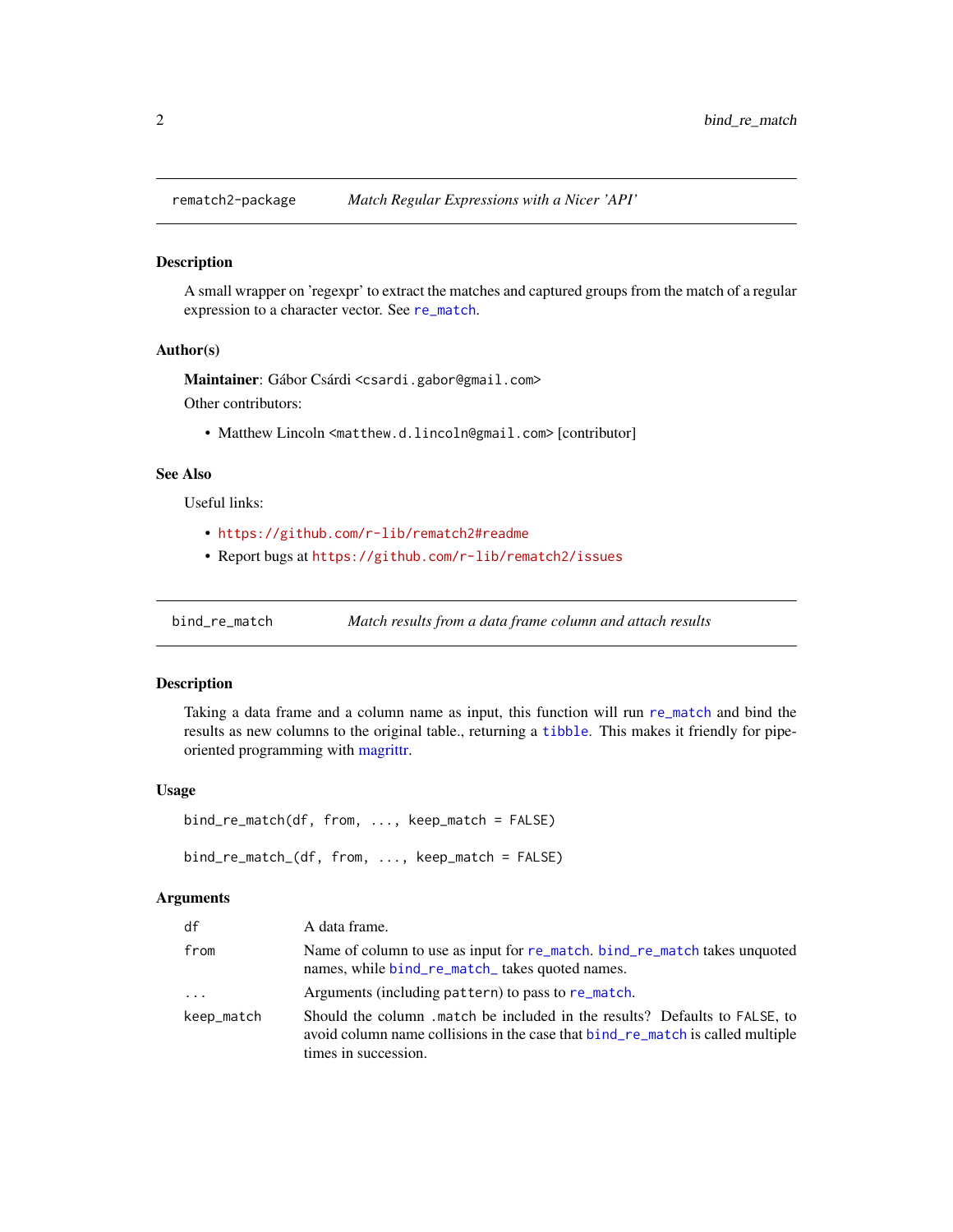## rematch2-package — *Match Regular Expressions with a Nicer 'API'*

### Description

A small wrapper on 'regexpr' to extract the matches and captured groups from the match of a regular expression to a character vector. See `re_match`.

### Author(s)

**Maintainer**: Gábor Csárdi <csardi.gabor@gmail.com>

Other contributors:

- Matthew Lincoln <matthew.d.lincoln@gmail.com> [contributor]

### See Also

Useful links:

- https://github.com/r-lib/rematch2#readme
- Report bugs at https://github.com/r-lib/rematch2/issues

## bind_re_match — *Match results from a data frame column and attach results*

### Description

Taking a data frame and a column name as input, this function will run `re_match` and bind the results as new columns to the original table., returning a `tibble`. This makes it friendly for pipe-oriented programming with magrittr.

### Usage

```
bind_re_match(df, from, ..., keep_match = FALSE)

bind_re_match_(df, from, ..., keep_match = FALSE)
```

### Arguments

| Argument | Description |
| --- | --- |
| `df` | A data frame. |
| `from` | Name of column to use as input for `re_match`. `bind_re_match` takes unquoted names, while `bind_re_match_` takes quoted names. |
| `...` | Arguments (including `pattern`) to pass to `re_match`. |
| `keep_match` | Should the column `.match` be included in the results? Defaults to `FALSE`, to avoid column name collisions in the case that `bind_re_match` is called multiple times in succession. |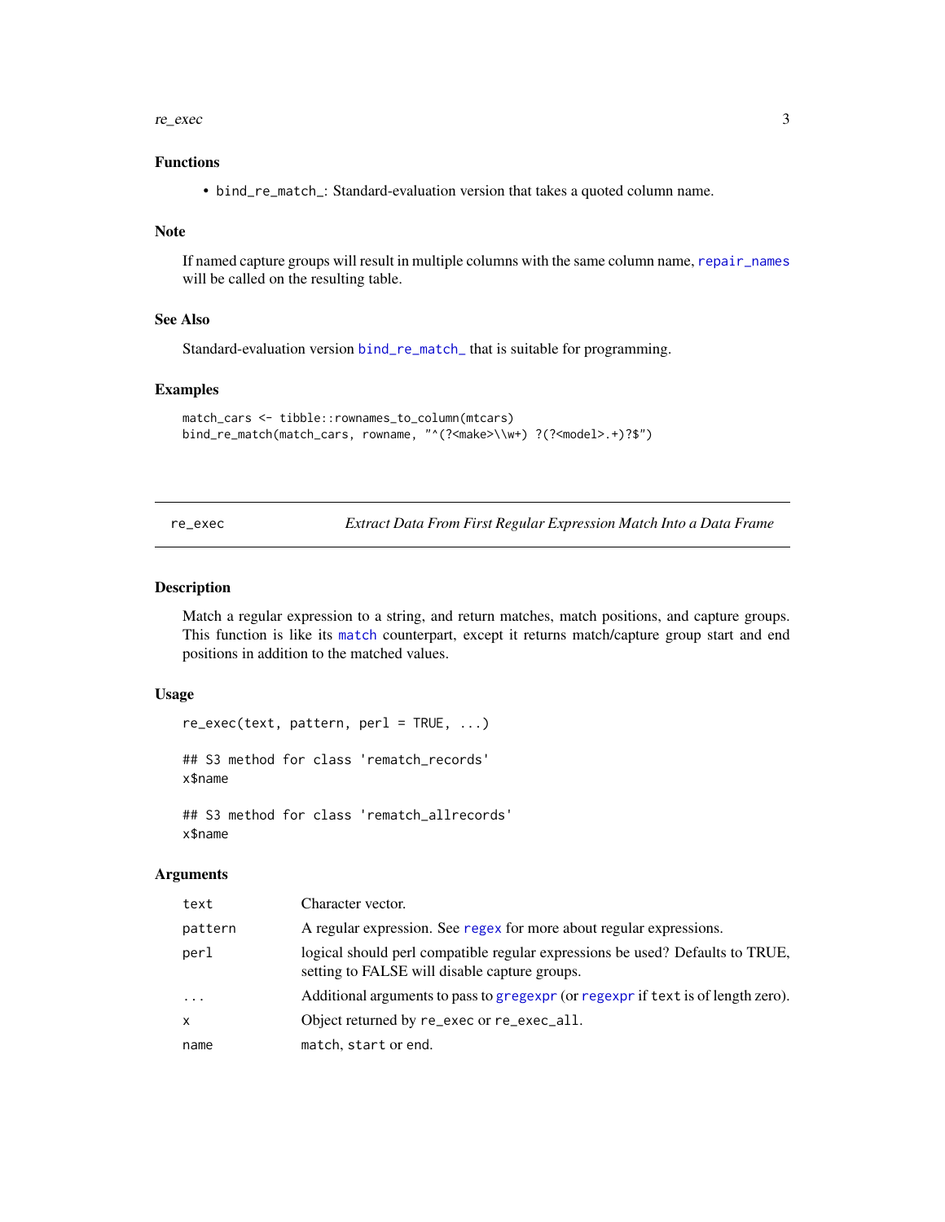### Functions

- `bind_re_match_`: Standard-evaluation version that takes a quoted column name.

### Note

If named capture groups will result in multiple columns with the same column name, `repair_names` will be called on the resulting table.

### See Also

Standard-evaluation version `bind_re_match_` that is suitable for programming.

### Examples

```
match_cars <- tibble::rownames_to_column(mtcars)
bind_re_match(match_cars, rowname, "^(?<make>\\w+) ?(?<model>.+)?$")
```

---

## re_exec — *Extract Data From First Regular Expression Match Into a Data Frame*

---

### Description

Match a regular expression to a string, and return matches, match positions, and capture groups. This function is like its `match` counterpart, except it returns match/capture group start and end positions in addition to the matched values.

### Usage

```
re_exec(text, pattern, perl = TRUE, ...)

## S3 method for class 'rematch_records'
x$name

## S3 method for class 'rematch_allrecords'
x$name
```

### Arguments

| | |
|---|---|
| `text` | Character vector. |
| `pattern` | A regular expression. See `regex` for more about regular expressions. |
| `perl` | logical should perl compatible regular expressions be used? Defaults to TRUE, setting to FALSE will disable capture groups. |
| `...` | Additional arguments to pass to `gregexpr` (or `regexpr` if `text` is of length zero). |
| `x` | Object returned by `re_exec` or `re_exec_all`. |
| `name` | `match`, `start` or `end`. |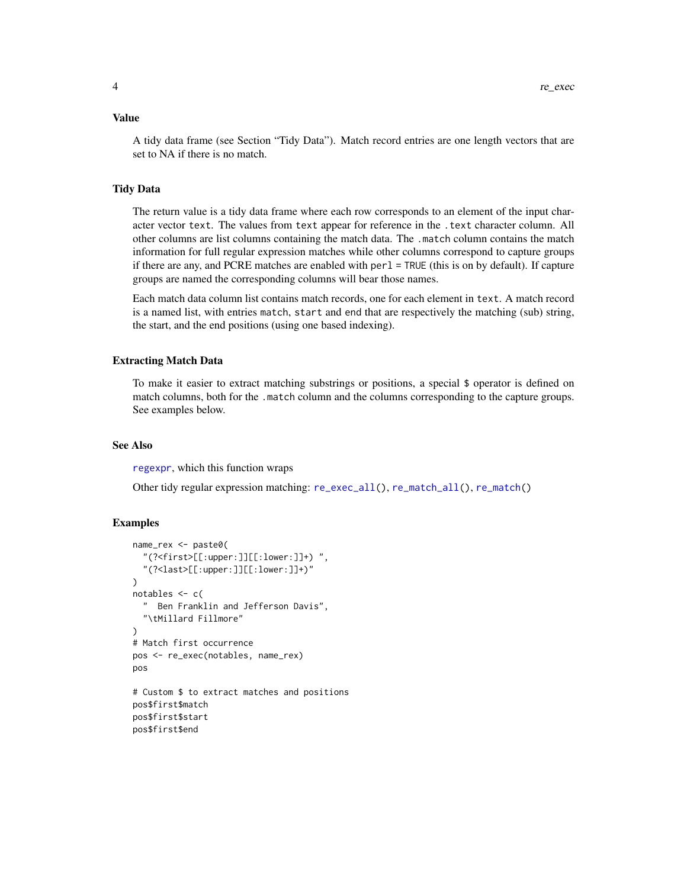### Value

A tidy data frame (see Section "Tidy Data"). Match record entries are one length vectors that are set to NA if there is no match.

### Tidy Data

The return value is a tidy data frame where each row corresponds to an element of the input character vector `text`. The values from `text` appear for reference in the `.text` character column. All other columns are list columns containing the match data. The `.match` column contains the match information for full regular expression matches while other columns correspond to capture groups if there are any, and PCRE matches are enabled with `perl = TRUE` (this is on by default). If capture groups are named the corresponding columns will bear those names.

Each match data column list contains match records, one for each element in `text`. A match record is a named list, with entries `match`, `start` and `end` that are respectively the matching (sub) string, the start, and the end positions (using one based indexing).

### Extracting Match Data

To make it easier to extract matching substrings or positions, a special `$` operator is defined on match columns, both for the `.match` column and the columns corresponding to the capture groups. See examples below.

### See Also

`regexpr`, which this function wraps

Other tidy regular expression matching: `re_exec_all()`, `re_match_all()`, `re_match()`

### Examples

```
name_rex <- paste0(
  "(?<first>[[:upper:]][[:lower:]]+) ",
  "(?<last>[[:upper:]][[:lower:]]+)"
)
notables <- c(
  "  Ben Franklin and Jefferson Davis",
  "\tMillard Fillmore"
)
# Match first occurrence
pos <- re_exec(notables, name_rex)
pos

# Custom $ to extract matches and positions
pos$first$match
pos$first$start
pos$first$end
```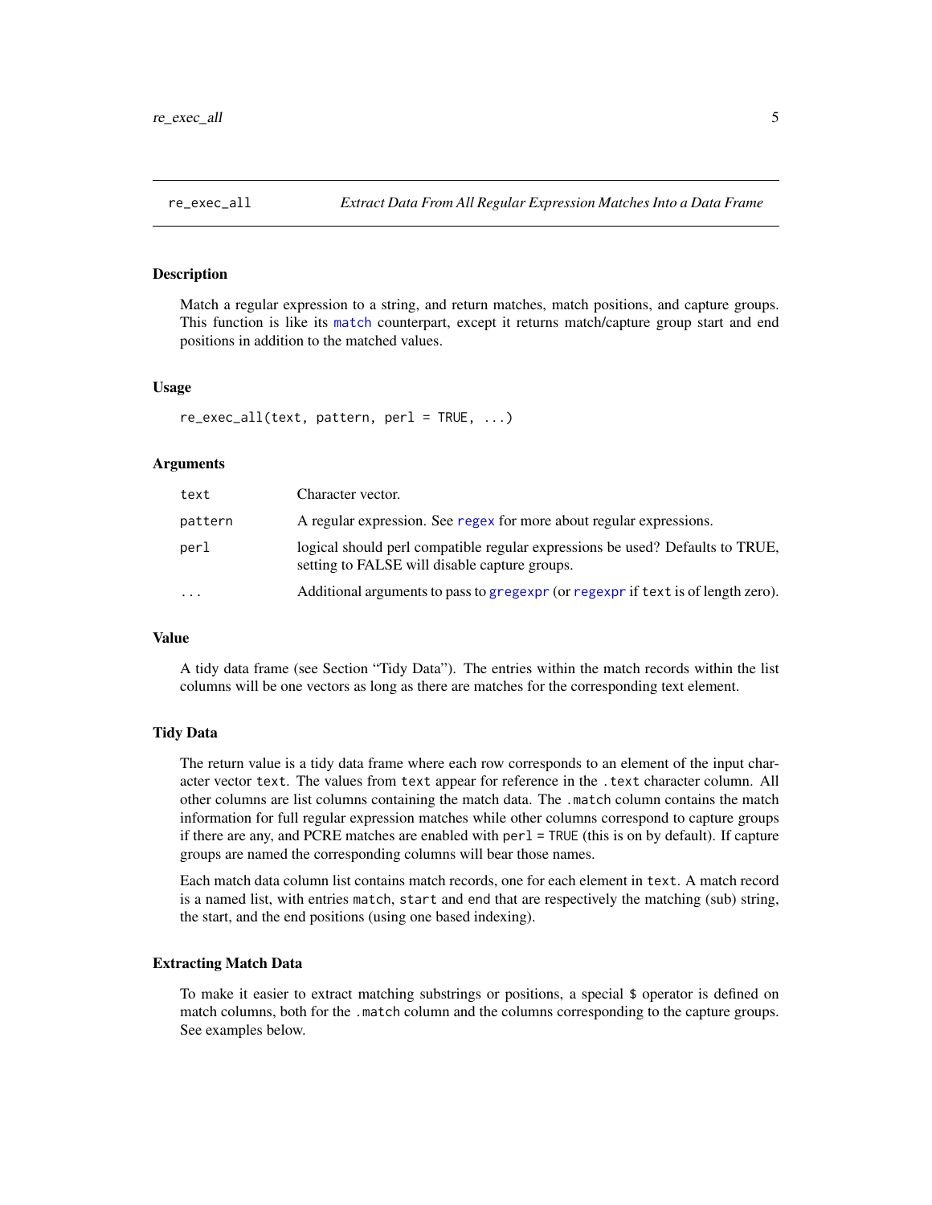## re_exec_all — *Extract Data From All Regular Expression Matches Into a Data Frame*

### Description

Match a regular expression to a string, and return matches, match positions, and capture groups. This function is like its `match` counterpart, except it returns match/capture group start and end positions in addition to the matched values.

### Usage

```
re_exec_all(text, pattern, perl = TRUE, ...)
```

### Arguments

| | |
|---|---|
| `text` | Character vector. |
| `pattern` | A regular expression. See `regex` for more about regular expressions. |
| `perl` | logical should perl compatible regular expressions be used? Defaults to TRUE, setting to FALSE will disable capture groups. |
| `...` | Additional arguments to pass to `gregexpr` (or `regexpr` if `text` is of length zero). |

### Value

A tidy data frame (see Section "Tidy Data"). The entries within the match records within the list columns will be one vectors as long as there are matches for the corresponding text element.

### Tidy Data

The return value is a tidy data frame where each row corresponds to an element of the input character vector `text`. The values from `text` appear for reference in the `.text` character column. All other columns are list columns containing the match data. The `.match` column contains the match information for full regular expression matches while other columns correspond to capture groups if there are any, and PCRE matches are enabled with `perl = TRUE` (this is on by default). If capture groups are named the corresponding columns will bear those names.

Each match data column list contains match records, one for each element in `text`. A match record is a named list, with entries `match`, `start` and `end` that are respectively the matching (sub) string, the start, and the end positions (using one based indexing).

### Extracting Match Data

To make it easier to extract matching substrings or positions, a special `$` operator is defined on match columns, both for the `.match` column and the columns corresponding to the capture groups. See examples below.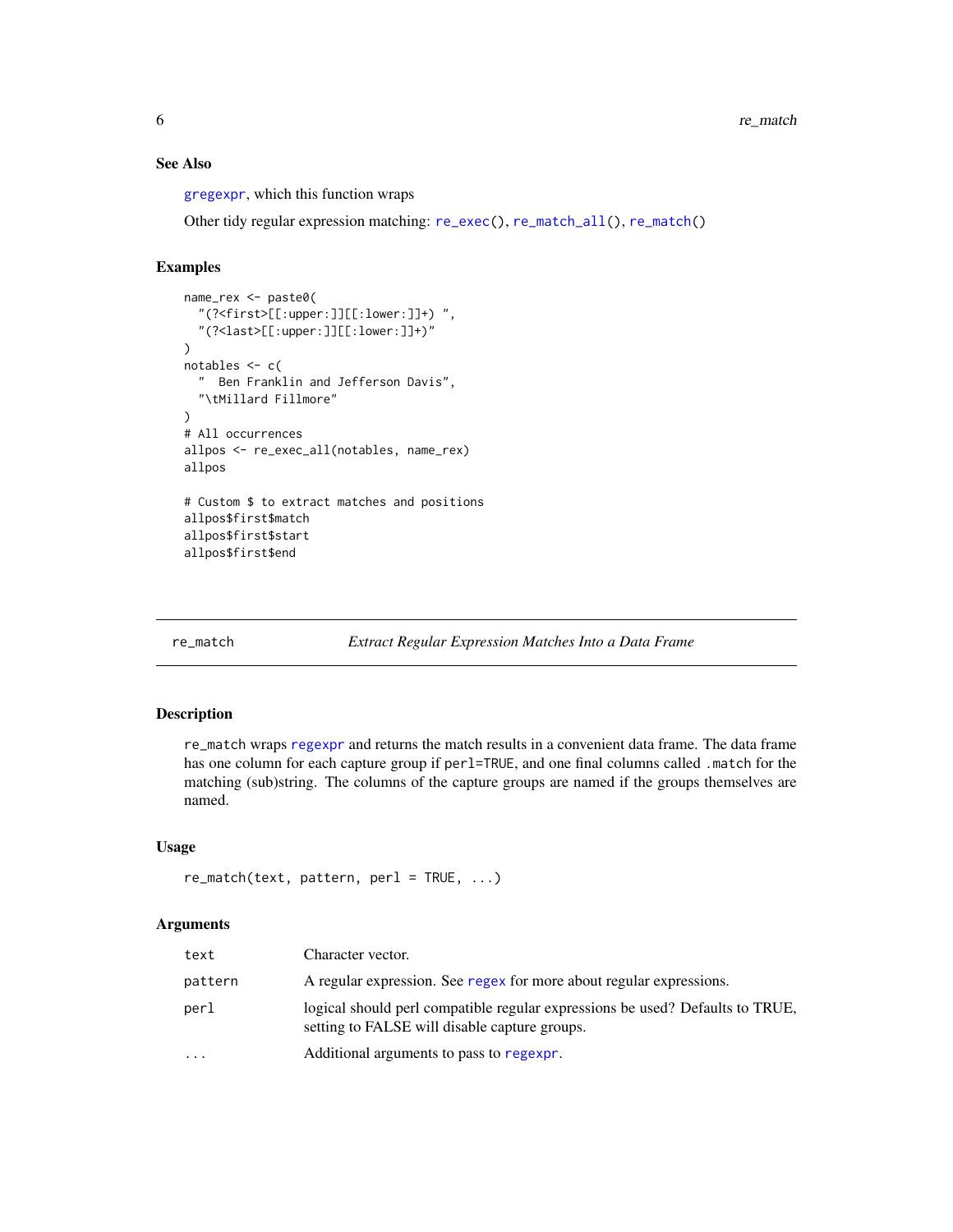### See Also

gregexpr, which this function wraps

Other tidy regular expression matching: re_exec(), re_match_all(), re_match()

### Examples

```
name_rex <- paste0(
  "(?<first>[[:upper:]][[:lower:]]+) ",
  "(?<last>[[:upper:]][[:lower:]]+)"
)
notables <- c(
  "  Ben Franklin and Jefferson Davis",
  "\tMillard Fillmore"
)
# All occurrences
allpos <- re_exec_all(notables, name_rex)
allpos

# Custom $ to extract matches and positions
allpos$first$match
allpos$first$start
allpos$first$end
```

---

## re_match — *Extract Regular Expression Matches Into a Data Frame*

### Description

re_match wraps regexpr and returns the match results in a convenient data frame. The data frame has one column for each capture group if perl=TRUE, and one final columns called .match for the matching (sub)string. The columns of the capture groups are named if the groups themselves are named.

### Usage

```
re_match(text, pattern, perl = TRUE, ...)
```

### Arguments

| | |
|---|---|
| text | Character vector. |
| pattern | A regular expression. See regex for more about regular expressions. |
| perl | logical should perl compatible regular expressions be used? Defaults to TRUE, setting to FALSE will disable capture groups. |
| ... | Additional arguments to pass to regexpr. |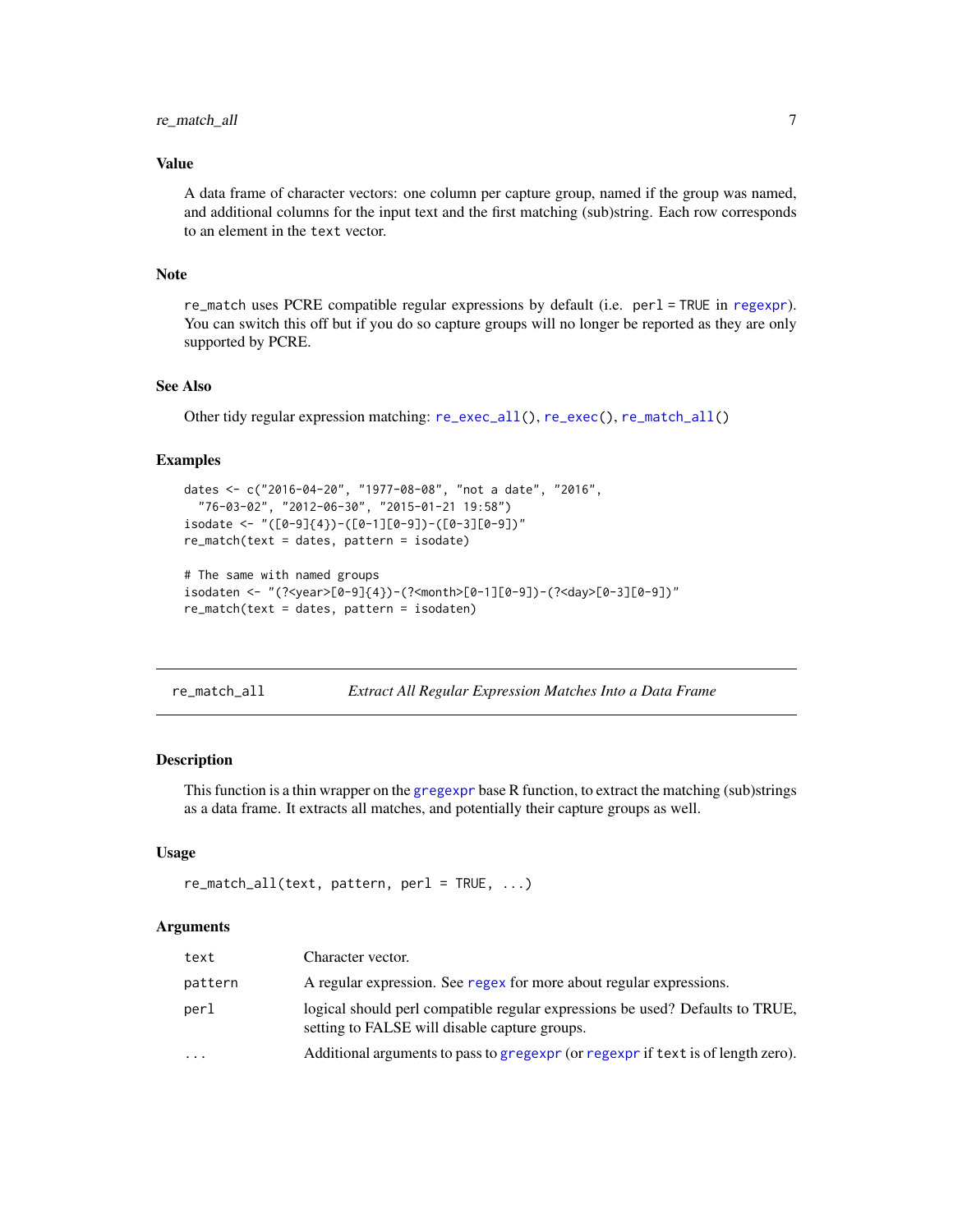### Value

A data frame of character vectors: one column per capture group, named if the group was named, and additional columns for the input text and the first matching (sub)string. Each row corresponds to an element in the `text` vector.

### Note

`re_match` uses PCRE compatible regular expressions by default (i.e. `perl = TRUE` in `regexpr`). You can switch this off but if you do so capture groups will no longer be reported as they are only supported by PCRE.

### See Also

Other tidy regular expression matching: `re_exec_all()`, `re_exec()`, `re_match_all()`

### Examples

```
dates <- c("2016-04-20", "1977-08-08", "not a date", "2016",
  "76-03-02", "2012-06-30", "2015-01-21 19:58")
isodate <- "([0-9]{4})-([0-1][0-9])-([0-3][0-9])"
re_match(text = dates, pattern = isodate)

# The same with named groups
isodaten <- "(?<year>[0-9]{4})-(?<month>[0-1][0-9])-(?<day>[0-3][0-9])"
re_match(text = dates, pattern = isodaten)
```

---

## re_match_all — *Extract All Regular Expression Matches Into a Data Frame*

### Description

This function is a thin wrapper on the `gregexpr` base R function, to extract the matching (sub)strings as a data frame. It extracts all matches, and potentially their capture groups as well.

### Usage

```
re_match_all(text, pattern, perl = TRUE, ...)
```

### Arguments

| | |
|---|---|
| `text` | Character vector. |
| `pattern` | A regular expression. See `regex` for more about regular expressions. |
| `perl` | logical should perl compatible regular expressions be used? Defaults to TRUE, setting to FALSE will disable capture groups. |
| `...` | Additional arguments to pass to `gregexpr` (or `regexpr` if `text` is of length zero). |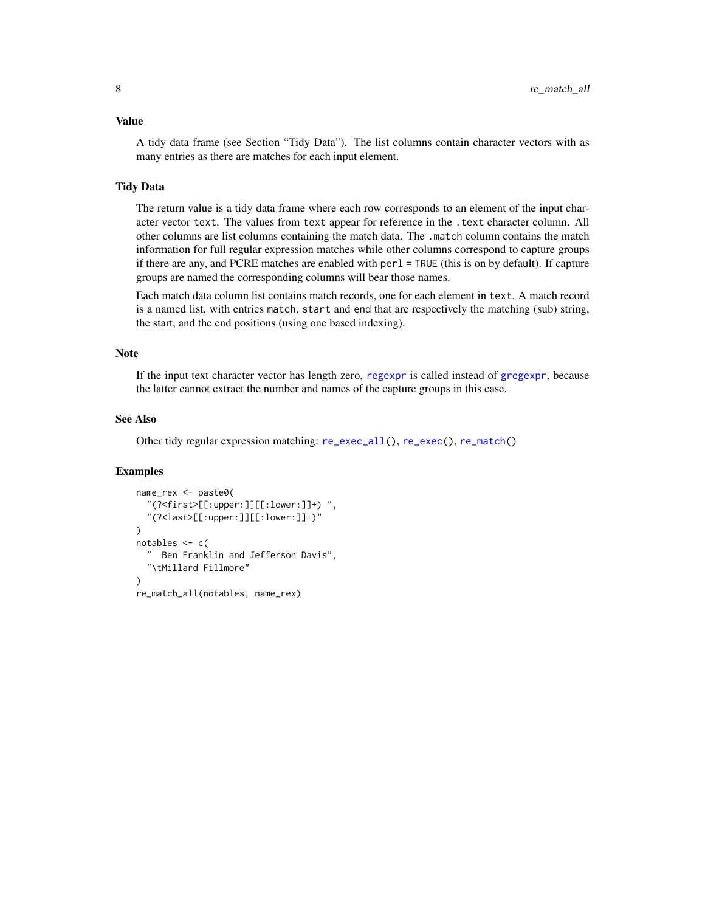## Value

A tidy data frame (see Section "Tidy Data"). The list columns contain character vectors with as many entries as there are matches for each input element.

## Tidy Data

The return value is a tidy data frame where each row corresponds to an element of the input character vector `text`. The values from `text` appear for reference in the `.text` character column. All other columns are list columns containing the match data. The `.match` column contains the match information for full regular expression matches while other columns correspond to capture groups if there are any, and PCRE matches are enabled with `perl = TRUE` (this is on by default). If capture groups are named the corresponding columns will bear those names.

Each match data column list contains match records, one for each element in `text`. A match record is a named list, with entries `match`, `start` and `end` that are respectively the matching (sub) string, the start, and the end positions (using one based indexing).

## Note

If the input text character vector has length zero, `regexpr` is called instead of `gregexpr`, because the latter cannot extract the number and names of the capture groups in this case.

## See Also

Other tidy regular expression matching: `re_exec_all()`, `re_exec()`, `re_match()`

## Examples

```
name_rex <- paste0(
  "(?<first>[[:upper:]][[:lower:]]+) ",
  "(?<last>[[:upper:]][[:lower:]]+)"
)
notables <- c(
  "  Ben Franklin and Jefferson Davis",
  "\tMillard Fillmore"
)
re_match_all(notables, name_rex)
```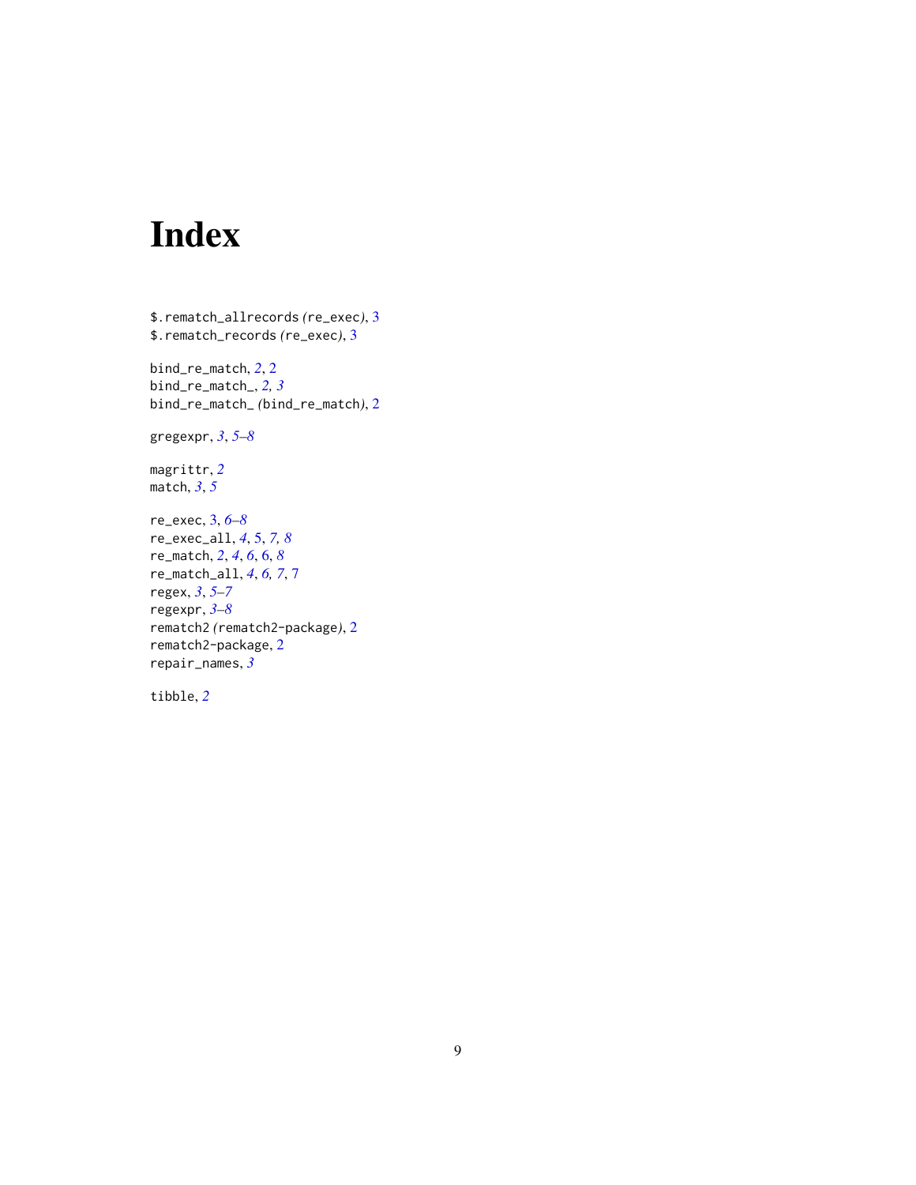# Index

$.rematch_allrecords (re_exec), 3
$.rematch_records (re_exec), 3

bind_re_match, *2*, 2
bind_re_match_, *2, 3*
bind_re_match_ (bind_re_match), 2

gregexpr, *3*, *5–8*

magrittr, *2*
match, *3*, *5*

re_exec, 3, *6–8*
re_exec_all, *4*, 5, *7, 8*
re_match, *2*, *4*, *6*, 6, *8*
re_match_all, *4*, *6, 7*, 7
regex, *3*, *5–7*
regexpr, *3–8*
rematch2 (rematch2-package), 2
rematch2-package, 2
repair_names, *3*

tibble, *2*